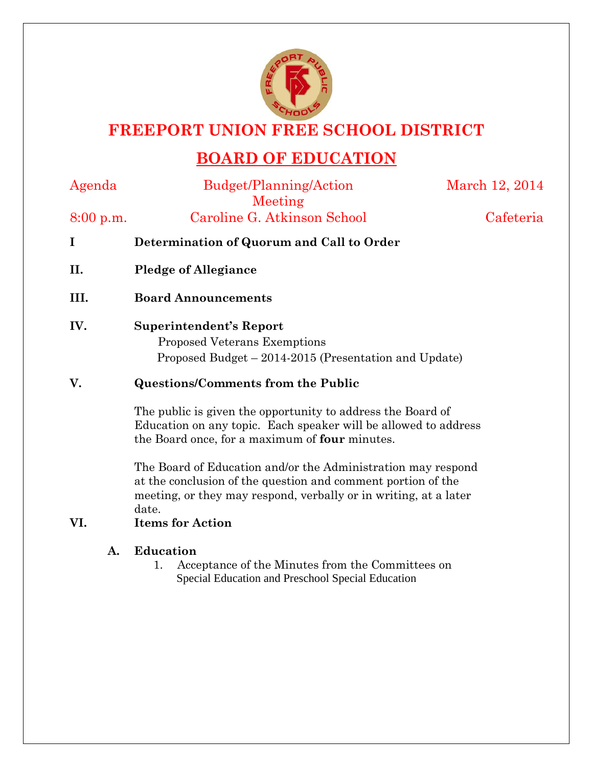# FREEPORT UNION FREE SCHOOL DISTRICT

## BOARD OF EDUCATION

Agenda — Budget/Planning/Action Meeting — March 12, 2014

8:00 p.m. — Caroline G. Atkinson School — Cafeteria

**I Determination of Quorum and Call to Order**

**II. Pledge of Allegiance**

**III. Board Announcements**

**IV. Superintendent's Report**

Proposed Veterans Exemptions

Proposed Budget – 2014-2015 (Presentation and Update)

**V. Questions/Comments from the Public**

The public is given the opportunity to address the Board of Education on any topic. Each speaker will be allowed to address the Board once, for a maximum of **four** minutes.

The Board of Education and/or the Administration may respond at the conclusion of the question and comment portion of the meeting, or they may respond, verbally or in writing, at a later date.

**VI. Items for Action**

**A. Education**

1. Acceptance of the Minutes from the Committees on Special Education and Preschool Special Education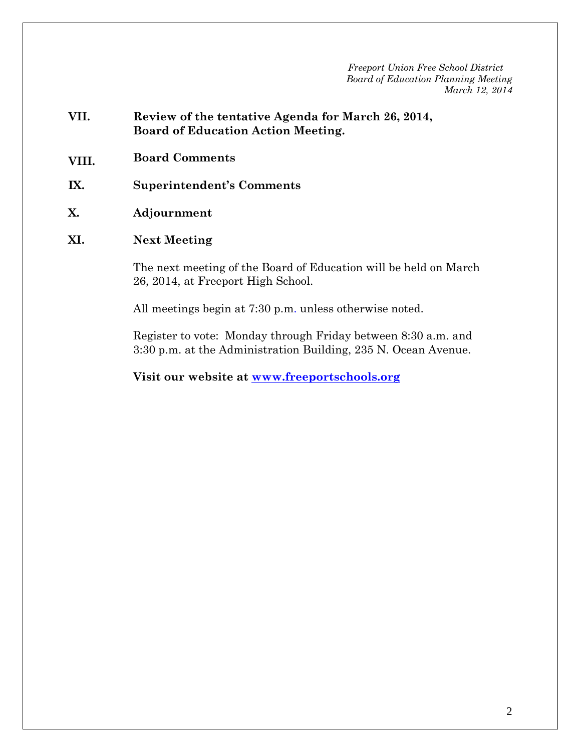*Freeport Union Free School District*
*Board of Education Planning Meeting*
*March 12, 2014*

**VII. Review of the tentative Agenda for March 26, 2014, Board of Education Action Meeting.**

**VIII. Board Comments**

**IX. Superintendent's Comments**

**X. Adjournment**

**XI. Next Meeting**

The next meeting of the Board of Education will be held on March 26, 2014, at Freeport High School.

All meetings begin at 7:30 p.m. unless otherwise noted.

Register to vote: Monday through Friday between 8:30 a.m. and 3:30 p.m. at the Administration Building, 235 N. Ocean Avenue.

**Visit our website at [www.freeportschools.org](http://www.freeportschools.org)**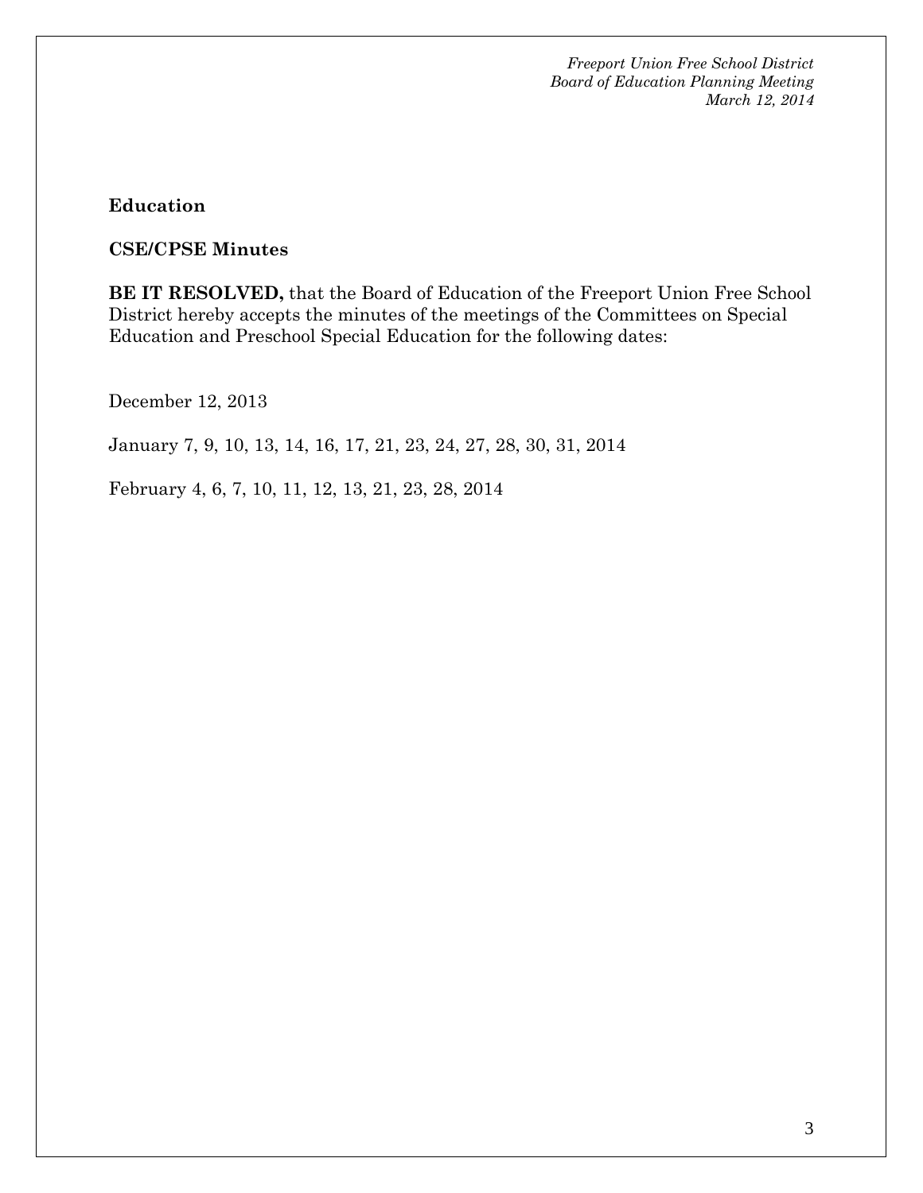**Education**

**CSE/CPSE Minutes**

**BE IT RESOLVED,** that the Board of Education of the Freeport Union Free School District hereby accepts the minutes of the meetings of the Committees on Special Education and Preschool Special Education for the following dates:

December 12, 2013

January 7, 9, 10, 13, 14, 16, 17, 21, 23, 24, 27, 28, 30, 31, 2014

February 4, 6, 7, 10, 11, 12, 13, 21, 23, 28, 2014